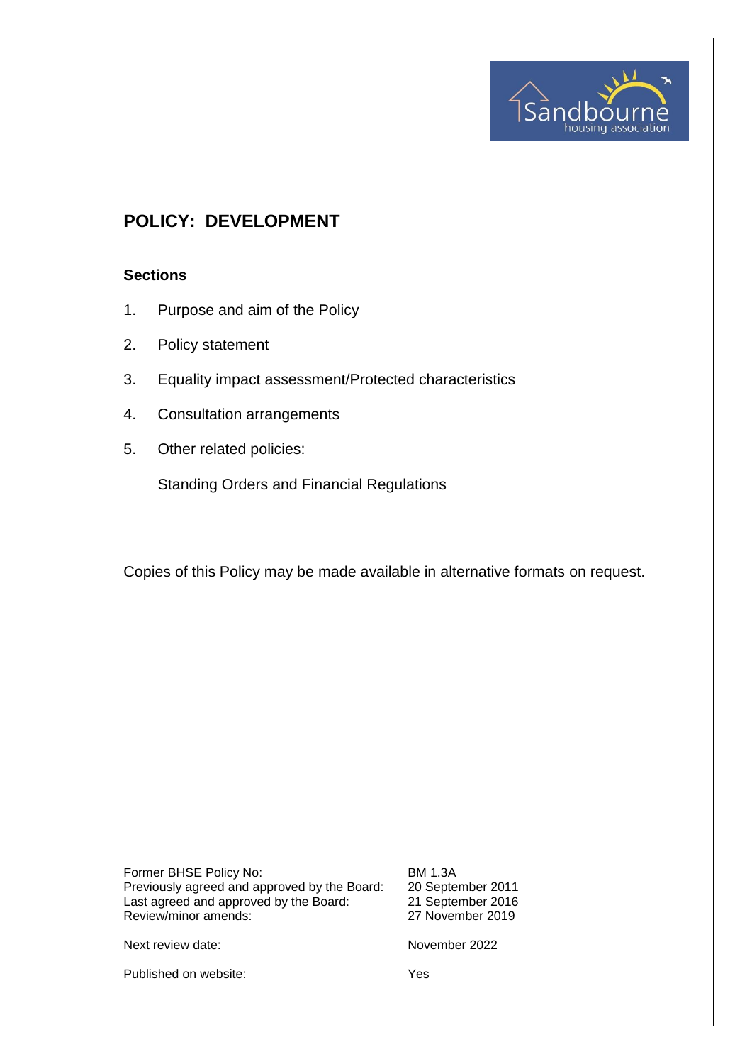# POLICY: DEVELOPMENT

## Sections

1. Purpose and aim of the Policy
2. Policy statement
3. Equality impact assessment/Protected characteristics
4. Consultation arrangements
5. Other related policies:

   Standing Orders and Financial Regulations

Copies of this Policy may be made available in alternative formats on request.

| | |
|---|---|
| Former BHSE Policy No: | BM 1.3A |
| Previously agreed and approved by the Board: | 20 September 2011 |
| Last agreed and approved by the Board: | 21 September 2016 |
| Review/minor amends: | 27 November 2019 |
| Next review date: | November 2022 |
| Published on website: | Yes |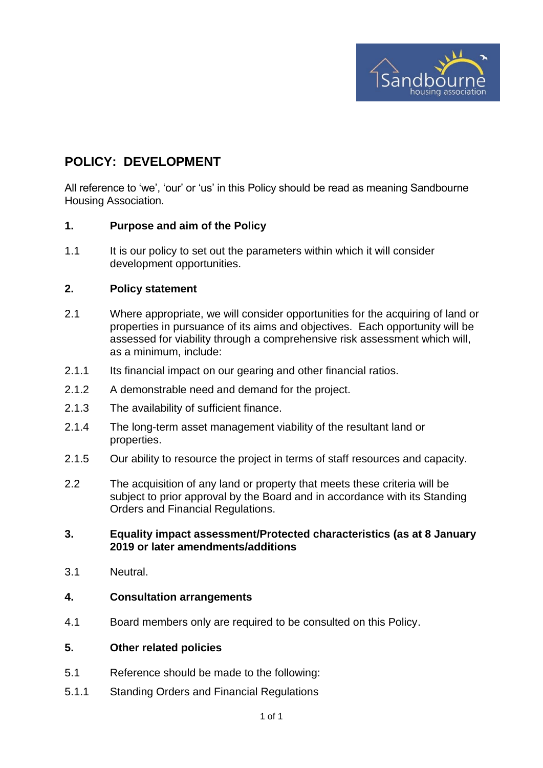# POLICY: DEVELOPMENT

All reference to 'we', 'our' or 'us' in this Policy should be read as meaning Sandbourne Housing Association.

## 1. Purpose and aim of the Policy

1.1 It is our policy to set out the parameters within which it will consider development opportunities.

## 2. Policy statement

2.1 Where appropriate, we will consider opportunities for the acquiring of land or properties in pursuance of its aims and objectives. Each opportunity will be assessed for viability through a comprehensive risk assessment which will, as a minimum, include:

2.1.1 Its financial impact on our gearing and other financial ratios.

2.1.2 A demonstrable need and demand for the project.

2.1.3 The availability of sufficient finance.

2.1.4 The long-term asset management viability of the resultant land or properties.

2.1.5 Our ability to resource the project in terms of staff resources and capacity.

2.2 The acquisition of any land or property that meets these criteria will be subject to prior approval by the Board and in accordance with its Standing Orders and Financial Regulations.

## 3. Equality impact assessment/Protected characteristics (as at 8 January 2019 or later amendments/additions

3.1 Neutral.

## 4. Consultation arrangements

4.1 Board members only are required to be consulted on this Policy.

## 5. Other related policies

5.1 Reference should be made to the following:

5.1.1 Standing Orders and Financial Regulations